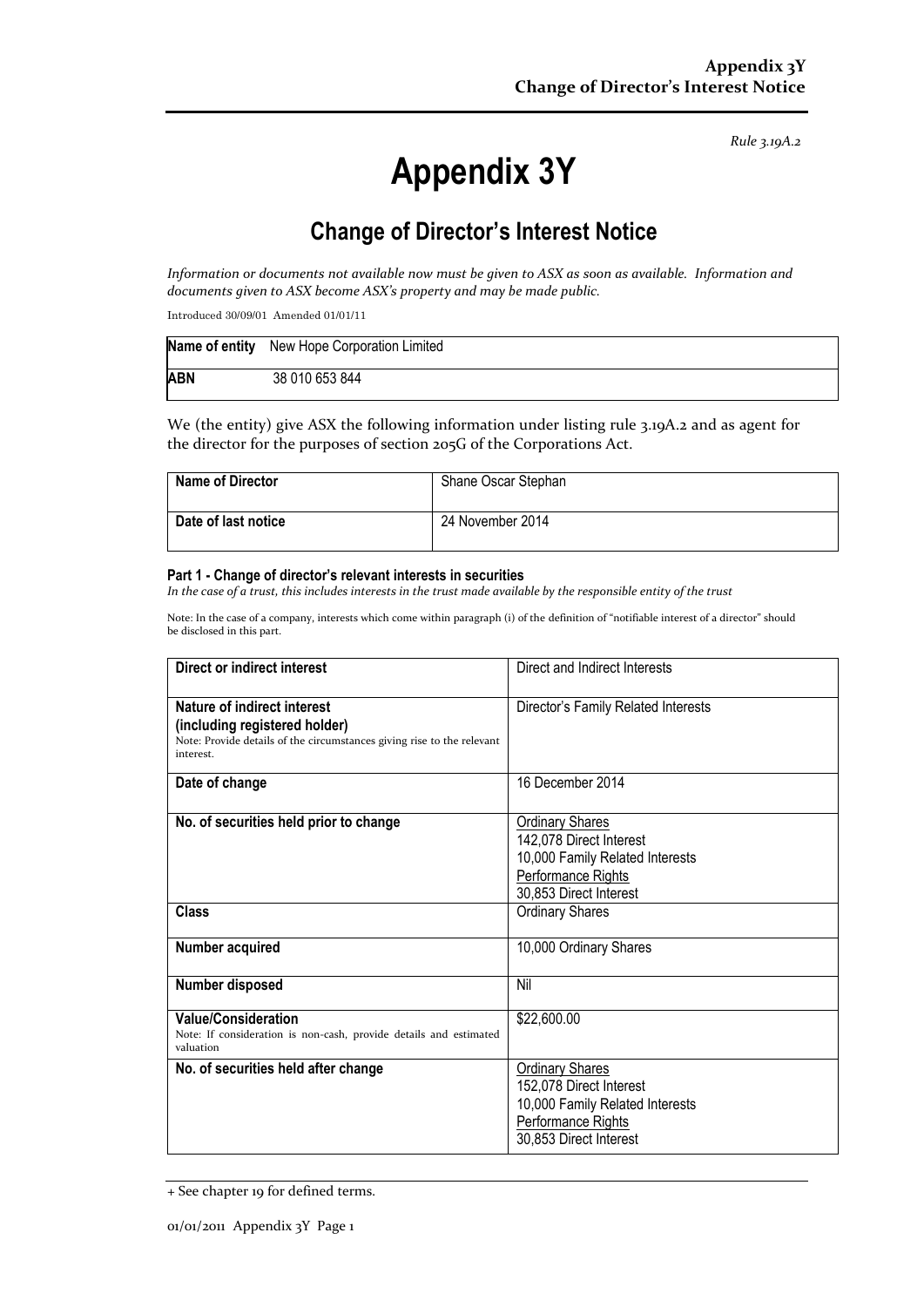*Rule 3.19A.2*

# Appendix 3Y

## Change of Director's Interest Notice

*Information or documents not available now must be given to ASX as soon as available. Information and documents given to ASX become ASX's property and may be made public.*

Introduced 30/09/01 Amended 01/01/11

| **Name of entity** | New Hope Corporation Limited |
|---|---|
| **ABN** | 38 010 653 844 |

We (the entity) give ASX the following information under listing rule 3.19A.2 and as agent for the director for the purposes of section 205G of the Corporations Act.

| **Name of Director** | Shane Oscar Stephan |
|---|---|
| **Date of last notice** | 24 November 2014 |

#### Part 1 - Change of director's relevant interests in securities

*In the case of a trust, this includes interests in the trust made available by the responsible entity of the trust*

Note: In the case of a company, interests which come within paragraph (i) of the definition of "notifiable interest of a director" should be disclosed in this part.

| **Direct or indirect interest** | Direct and Indirect Interests |
|---|---|
| **Nature of indirect interest (including registered holder)**<br>Note: Provide details of the circumstances giving rise to the relevant interest. | Director's Family Related Interests |
| **Date of change** | 16 December 2014 |
| **No. of securities held prior to change** | Ordinary Shares<br>142,078 Direct Interest<br>10,000 Family Related Interests<br>Performance Rights<br>30,853 Direct Interest |
| **Class** | Ordinary Shares |
| **Number acquired** | 10,000 Ordinary Shares |
| **Number disposed** | Nil |
| **Value/Consideration**<br>Note: If consideration is non-cash, provide details and estimated valuation | $22,600.00 |
| **No. of securities held after change** | Ordinary Shares<br>152,078 Direct Interest<br>10,000 Family Related Interests<br>Performance Rights<br>30,853 Direct Interest |

+ See chapter 19 for defined terms.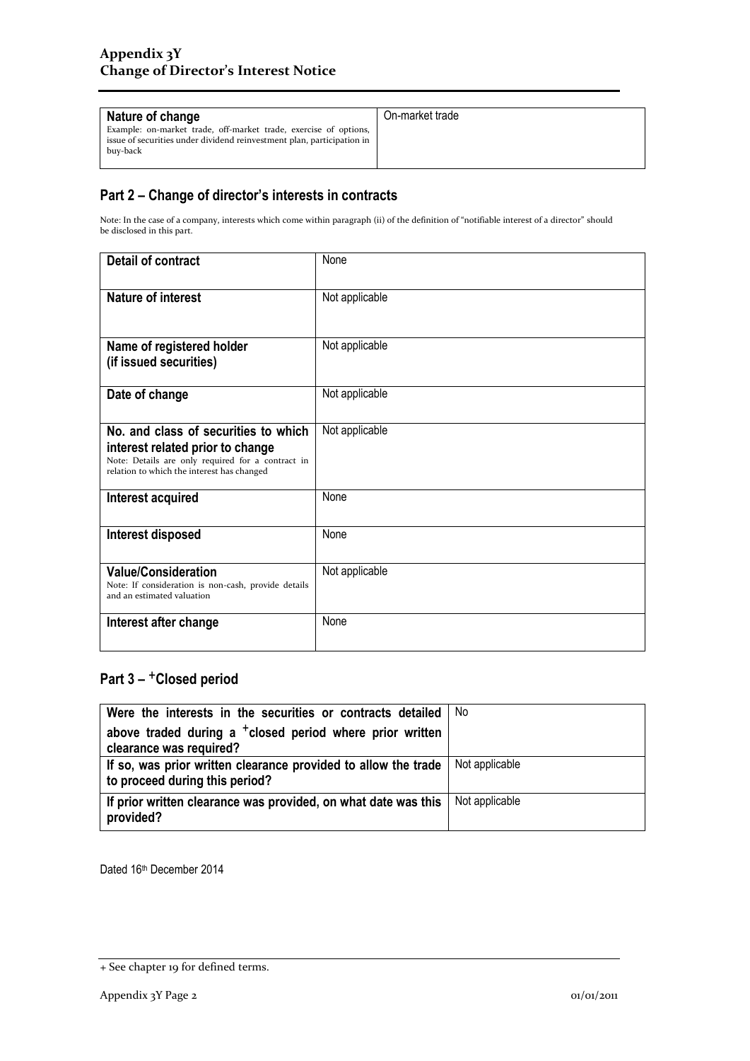| | |
|---|---|
| **Nature of change**<br>Example: on-market trade, off-market trade, exercise of options, issue of securities under dividend reinvestment plan, participation in buy-back | On-market trade |

## Part 2 – Change of director's interests in contracts

Note: In the case of a company, interests which come within paragraph (ii) of the definition of "notifiable interest of a director" should be disclosed in this part.

| | |
|---|---|
| **Detail of contract** | None |
| **Nature of interest** | Not applicable |
| **Name of registered holder (if issued securities)** | Not applicable |
| **Date of change** | Not applicable |
| **No. and class of securities to which interest related prior to change**<br>Note: Details are only required for a contract in relation to which the interest has changed | Not applicable |
| **Interest acquired** | None |
| **Interest disposed** | None |
| **Value/Consideration**<br>Note: If consideration is non-cash, provide details and an estimated valuation | Not applicable |
| **Interest after change** | None |

## Part 3 – +Closed period

| | |
|---|---|
| **Were the interests in the securities or contracts detailed above traded during a +closed period where prior written clearance was required?** | No |
| **If so, was prior written clearance provided to allow the trade to proceed during this period?** | Not applicable |
| **If prior written clearance was provided, on what date was this provided?** | Not applicable |

Dated 16th December 2014

+ See chapter 19 for defined terms.